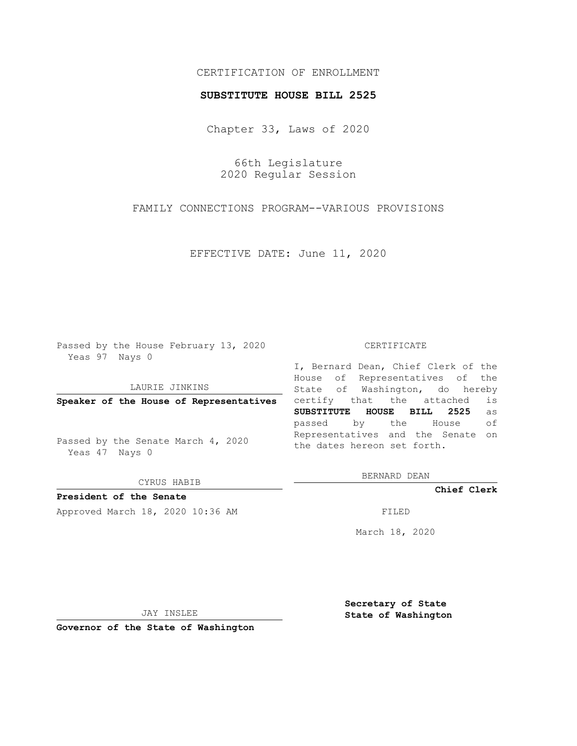CERTIFICATION OF ENROLLMENT

**SUBSTITUTE HOUSE BILL 2525**

Chapter 33, Laws of 2020

66th Legislature
2020 Regular Session

FAMILY CONNECTIONS PROGRAM--VARIOUS PROVISIONS

EFFECTIVE DATE: June 11, 2020

Passed by the House February 13, 2020
Yeas 97 Nays 0

LAURIE JINKINS

**Speaker of the House of Representatives**

Passed by the Senate March 4, 2020
Yeas 47 Nays 0

CYRUS HABIB

**President of the Senate**

Approved March 18, 2020 10:36 AM

JAY INSLEE

**Governor of the State of Washington**

CERTIFICATE

I, Bernard Dean, Chief Clerk of the House of Representatives of the State of Washington, do hereby certify that the attached is **SUBSTITUTE HOUSE BILL 2525** as passed by the House of Representatives and the Senate on the dates hereon set forth.

BERNARD DEAN

**Chief Clerk**

FILED

March 18, 2020

**Secretary of State**
**State of Washington**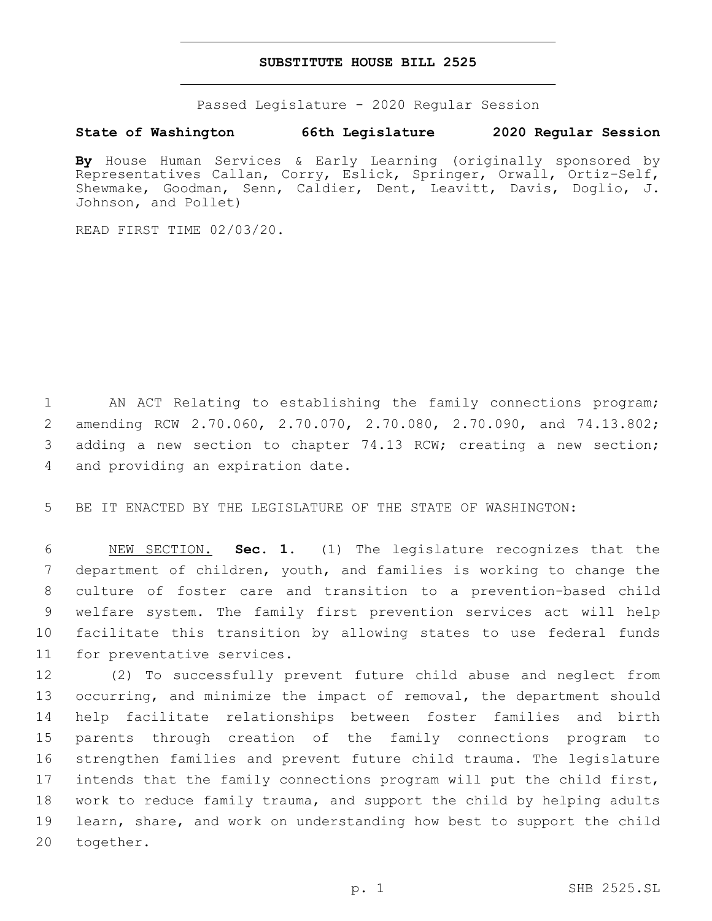# SUBSTITUTE HOUSE BILL 2525

Passed Legislature - 2020 Regular Session

**State of Washington 66th Legislature 2020 Regular Session**

**By** House Human Services & Early Learning (originally sponsored by Representatives Callan, Corry, Eslick, Springer, Orwall, Ortiz-Self, Shewmake, Goodman, Senn, Caldier, Dent, Leavitt, Davis, Doglio, J. Johnson, and Pollet)

READ FIRST TIME 02/03/20.

AN ACT Relating to establishing the family connections program; amending RCW 2.70.060, 2.70.070, 2.70.080, 2.70.090, and 74.13.802; adding a new section to chapter 74.13 RCW; creating a new section; and providing an expiration date.

BE IT ENACTED BY THE LEGISLATURE OF THE STATE OF WASHINGTON:

NEW SECTION. **Sec. 1.** (1) The legislature recognizes that the department of children, youth, and families is working to change the culture of foster care and transition to a prevention-based child welfare system. The family first prevention services act will help facilitate this transition by allowing states to use federal funds for preventative services.

(2) To successfully prevent future child abuse and neglect from occurring, and minimize the impact of removal, the department should help facilitate relationships between foster families and birth parents through creation of the family connections program to strengthen families and prevent future child trauma. The legislature intends that the family connections program will put the child first, work to reduce family trauma, and support the child by helping adults learn, share, and work on understanding how best to support the child together.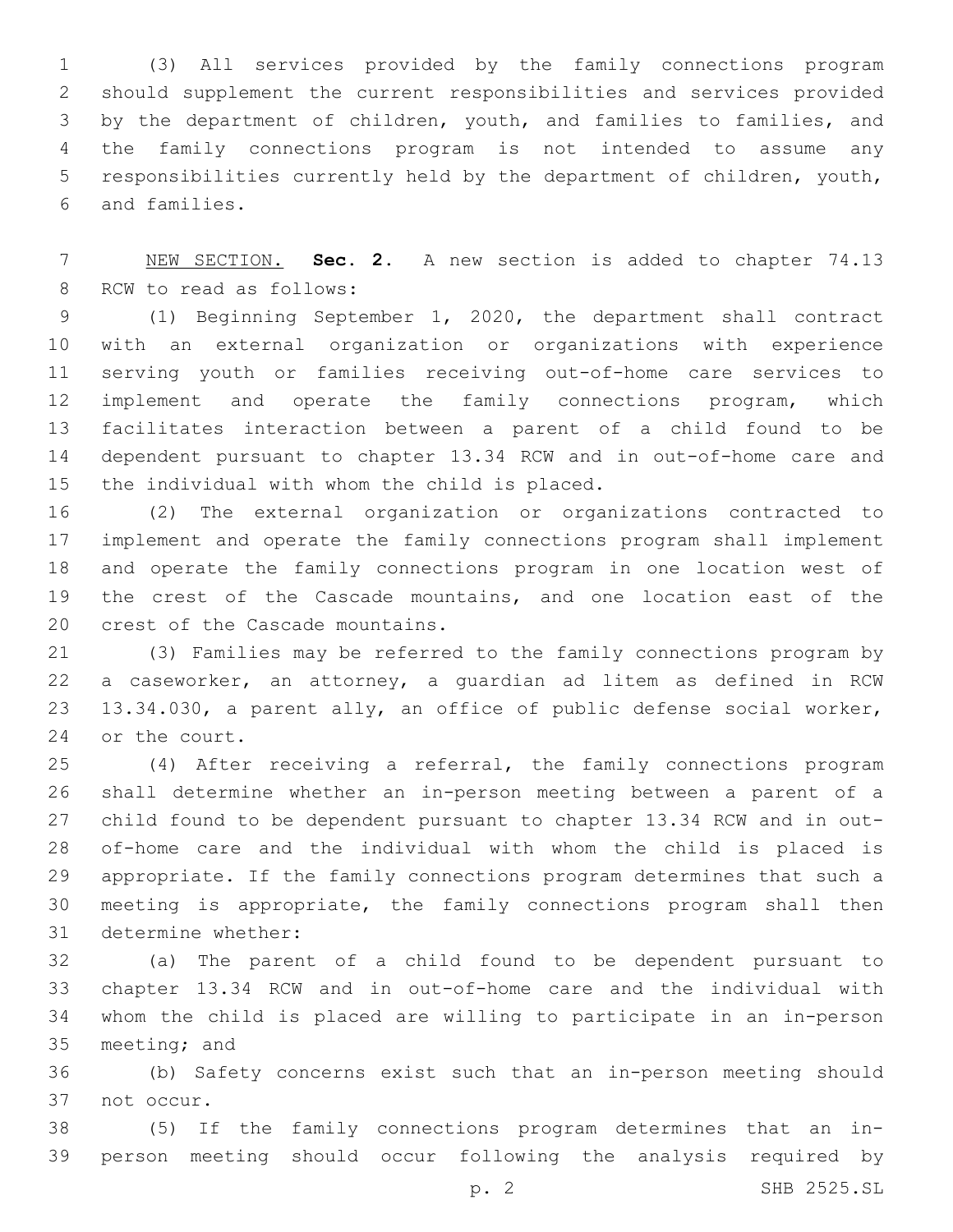(3) All services provided by the family connections program should supplement the current responsibilities and services provided by the department of children, youth, and families to families, and the family connections program is not intended to assume any responsibilities currently held by the department of children, youth, and families.

NEW SECTION. **Sec. 2.** A new section is added to chapter 74.13 RCW to read as follows:

(1) Beginning September 1, 2020, the department shall contract with an external organization or organizations with experience serving youth or families receiving out-of-home care services to implement and operate the family connections program, which facilitates interaction between a parent of a child found to be dependent pursuant to chapter 13.34 RCW and in out-of-home care and the individual with whom the child is placed.

(2) The external organization or organizations contracted to implement and operate the family connections program shall implement and operate the family connections program in one location west of the crest of the Cascade mountains, and one location east of the crest of the Cascade mountains.

(3) Families may be referred to the family connections program by a caseworker, an attorney, a guardian ad litem as defined in RCW 13.34.030, a parent ally, an office of public defense social worker, or the court.

(4) After receiving a referral, the family connections program shall determine whether an in-person meeting between a parent of a child found to be dependent pursuant to chapter 13.34 RCW and in out-of-home care and the individual with whom the child is placed is appropriate. If the family connections program determines that such a meeting is appropriate, the family connections program shall then determine whether:

(a) The parent of a child found to be dependent pursuant to chapter 13.34 RCW and in out-of-home care and the individual with whom the child is placed are willing to participate in an in-person meeting; and

(b) Safety concerns exist such that an in-person meeting should not occur.

(5) If the family connections program determines that an in-person meeting should occur following the analysis required by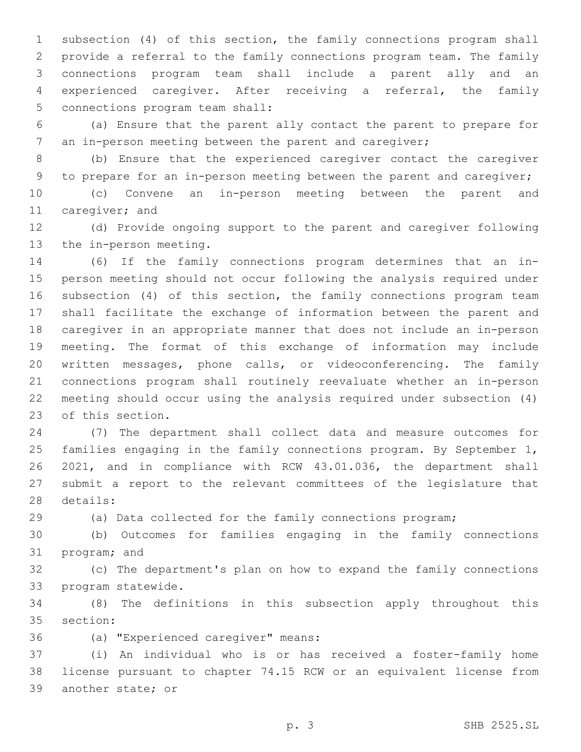subsection (4) of this section, the family connections program shall provide a referral to the family connections program team. The family connections program team shall include a parent ally and an experienced caregiver. After receiving a referral, the family connections program team shall:

(a) Ensure that the parent ally contact the parent to prepare for an in-person meeting between the parent and caregiver;

(b) Ensure that the experienced caregiver contact the caregiver to prepare for an in-person meeting between the parent and caregiver;

(c) Convene an in-person meeting between the parent and caregiver; and

(d) Provide ongoing support to the parent and caregiver following the in-person meeting.

(6) If the family connections program determines that an in-person meeting should not occur following the analysis required under subsection (4) of this section, the family connections program team shall facilitate the exchange of information between the parent and caregiver in an appropriate manner that does not include an in-person meeting. The format of this exchange of information may include written messages, phone calls, or videoconferencing. The family connections program shall routinely reevaluate whether an in-person meeting should occur using the analysis required under subsection (4) of this section.

(7) The department shall collect data and measure outcomes for families engaging in the family connections program. By September 1, 2021, and in compliance with RCW 43.01.036, the department shall submit a report to the relevant committees of the legislature that details:

(a) Data collected for the family connections program;

(b) Outcomes for families engaging in the family connections program; and

(c) The department's plan on how to expand the family connections program statewide.

(8) The definitions in this subsection apply throughout this section:

(a) "Experienced caregiver" means:

(i) An individual who is or has received a foster-family home license pursuant to chapter 74.15 RCW or an equivalent license from another state; or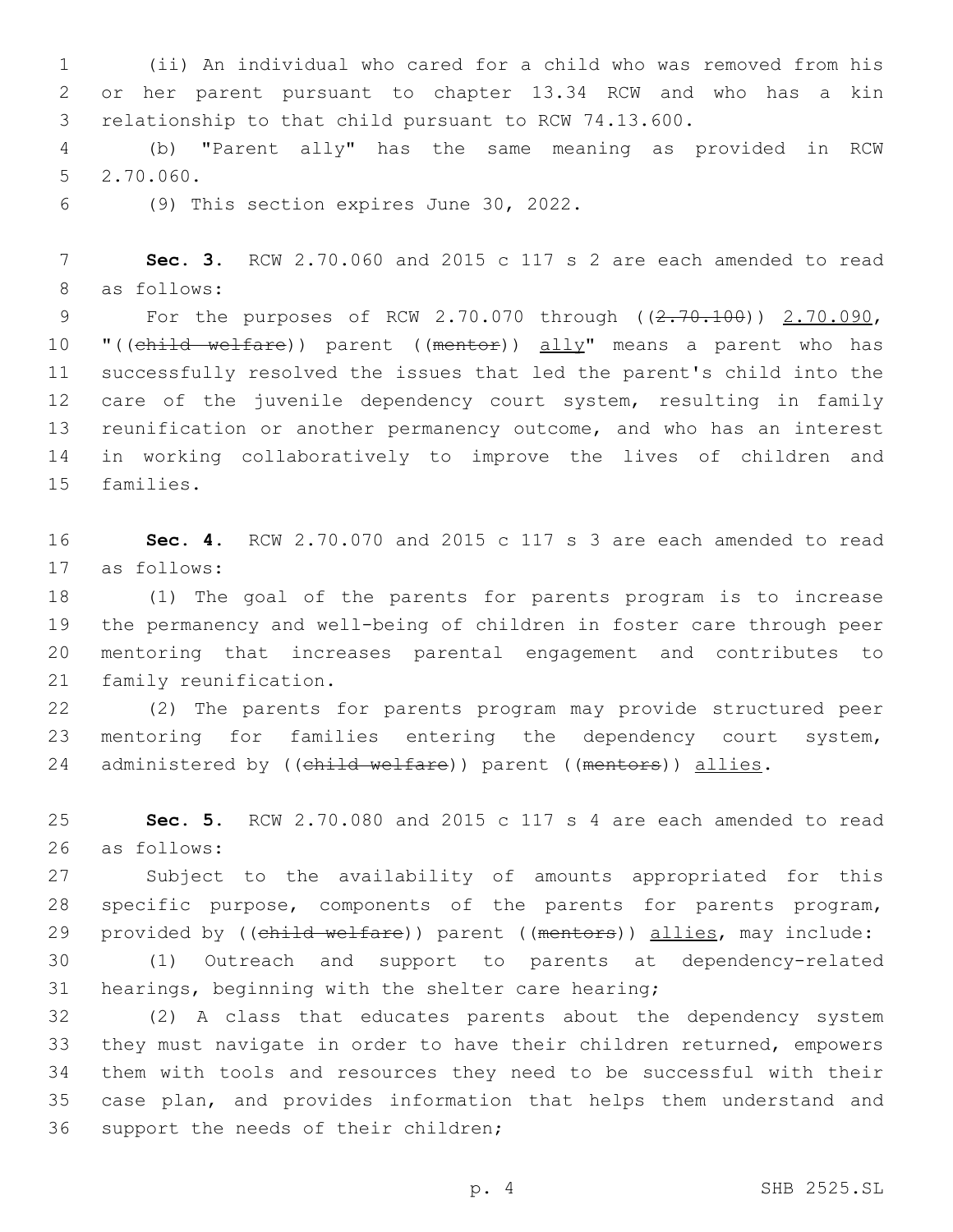(ii) An individual who cared for a child who was removed from his or her parent pursuant to chapter 13.34 RCW and who has a kin relationship to that child pursuant to RCW 74.13.600.

(b) "Parent ally" has the same meaning as provided in RCW 2.70.060.

(9) This section expires June 30, 2022.

**Sec. 3.** RCW 2.70.060 and 2015 c 117 s 2 are each amended to read as follows:

For the purposes of RCW 2.70.070 through ((~~2.70.100~~)) <u>2.70.090</u>, "((~~child welfare~~)) parent ((~~mentor~~)) <u>ally</u>" means a parent who has successfully resolved the issues that led the parent's child into the care of the juvenile dependency court system, resulting in family reunification or another permanency outcome, and who has an interest in working collaboratively to improve the lives of children and families.

**Sec. 4.** RCW 2.70.070 and 2015 c 117 s 3 are each amended to read as follows:

(1) The goal of the parents for parents program is to increase the permanency and well-being of children in foster care through peer mentoring that increases parental engagement and contributes to family reunification.

(2) The parents for parents program may provide structured peer mentoring for families entering the dependency court system, administered by ((~~child welfare~~)) parent ((~~mentors~~)) <u>allies</u>.

**Sec. 5.** RCW 2.70.080 and 2015 c 117 s 4 are each amended to read as follows:

Subject to the availability of amounts appropriated for this specific purpose, components of the parents for parents program, provided by ((~~child welfare~~)) parent ((~~mentors~~)) <u>allies</u>, may include:

(1) Outreach and support to parents at dependency-related hearings, beginning with the shelter care hearing;

(2) A class that educates parents about the dependency system they must navigate in order to have their children returned, empowers them with tools and resources they need to be successful with their case plan, and provides information that helps them understand and support the needs of their children;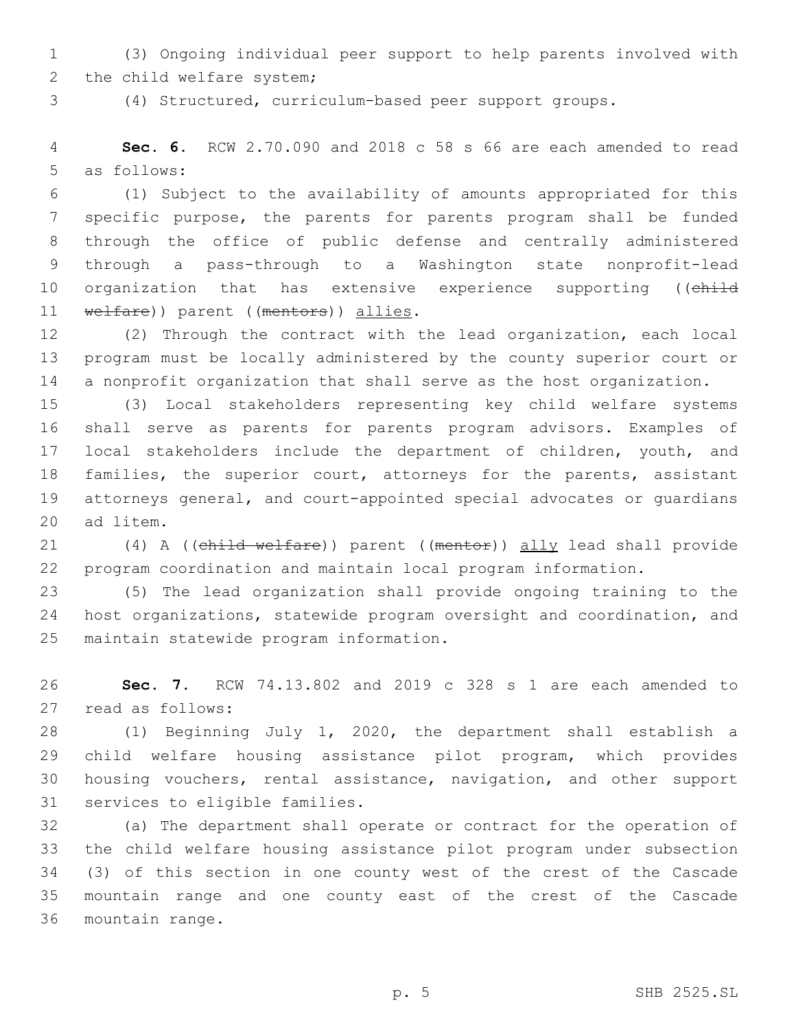(3) Ongoing individual peer support to help parents involved with the child welfare system;

(4) Structured, curriculum-based peer support groups.

**Sec. 6.** RCW 2.70.090 and 2018 c 58 s 66 are each amended to read as follows:

(1) Subject to the availability of amounts appropriated for this specific purpose, the parents for parents program shall be funded through the office of public defense and centrally administered through a pass-through to a Washington state nonprofit-lead organization that has extensive experience supporting ((~~child welfare~~)) parent ((~~mentors~~)) allies.

(2) Through the contract with the lead organization, each local program must be locally administered by the county superior court or a nonprofit organization that shall serve as the host organization.

(3) Local stakeholders representing key child welfare systems shall serve as parents for parents program advisors. Examples of local stakeholders include the department of children, youth, and families, the superior court, attorneys for the parents, assistant attorneys general, and court-appointed special advocates or guardians ad litem.

(4) A ((~~child welfare~~)) parent ((~~mentor~~)) ally lead shall provide program coordination and maintain local program information.

(5) The lead organization shall provide ongoing training to the host organizations, statewide program oversight and coordination, and maintain statewide program information.

**Sec. 7.** RCW 74.13.802 and 2019 c 328 s 1 are each amended to read as follows:

(1) Beginning July 1, 2020, the department shall establish a child welfare housing assistance pilot program, which provides housing vouchers, rental assistance, navigation, and other support services to eligible families.

(a) The department shall operate or contract for the operation of the child welfare housing assistance pilot program under subsection (3) of this section in one county west of the crest of the Cascade mountain range and one county east of the crest of the Cascade mountain range.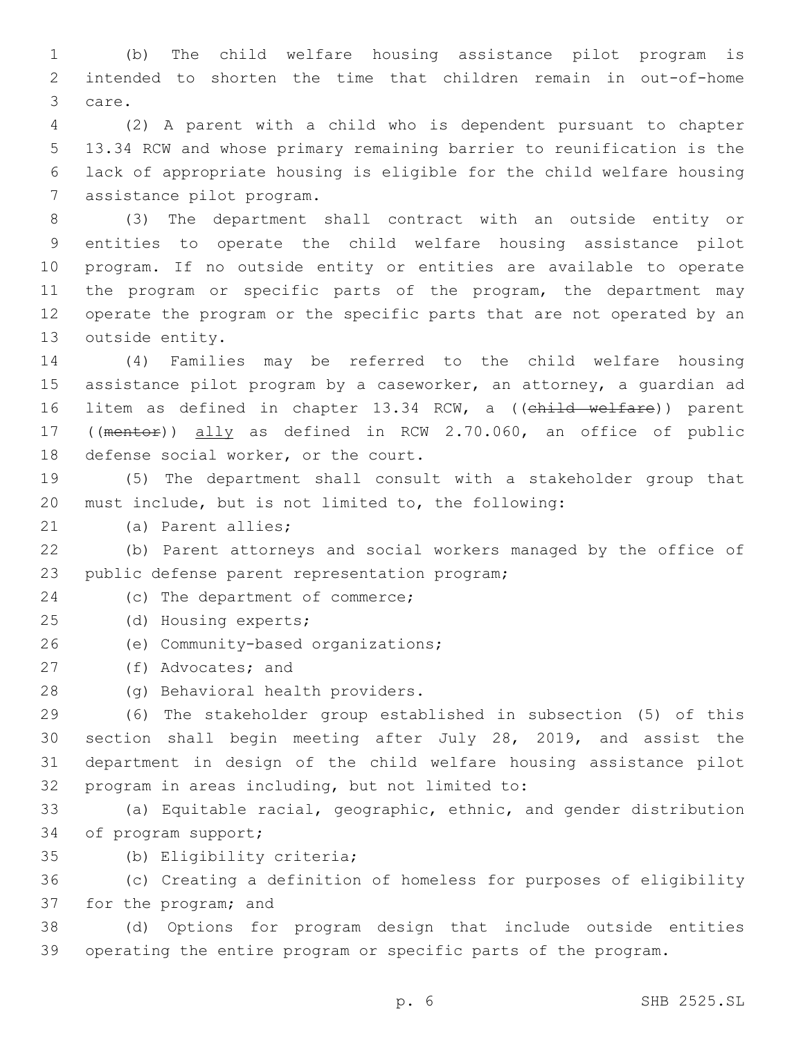(b) The child welfare housing assistance pilot program is intended to shorten the time that children remain in out-of-home care.

(2) A parent with a child who is dependent pursuant to chapter 13.34 RCW and whose primary remaining barrier to reunification is the lack of appropriate housing is eligible for the child welfare housing assistance pilot program.

(3) The department shall contract with an outside entity or entities to operate the child welfare housing assistance pilot program. If no outside entity or entities are available to operate the program or specific parts of the program, the department may operate the program or the specific parts that are not operated by an outside entity.

(4) Families may be referred to the child welfare housing assistance pilot program by a caseworker, an attorney, a guardian ad litem as defined in chapter 13.34 RCW, a ((~~child welfare~~)) parent ((~~mentor~~)) <u>ally</u> as defined in RCW 2.70.060, an office of public defense social worker, or the court.

(5) The department shall consult with a stakeholder group that must include, but is not limited to, the following:

(a) Parent allies;

(b) Parent attorneys and social workers managed by the office of public defense parent representation program;

(c) The department of commerce;

(d) Housing experts;

(e) Community-based organizations;

(f) Advocates; and

(g) Behavioral health providers.

(6) The stakeholder group established in subsection (5) of this section shall begin meeting after July 28, 2019, and assist the department in design of the child welfare housing assistance pilot program in areas including, but not limited to:

(a) Equitable racial, geographic, ethnic, and gender distribution of program support;

(b) Eligibility criteria;

(c) Creating a definition of homeless for purposes of eligibility for the program; and

(d) Options for program design that include outside entities operating the entire program or specific parts of the program.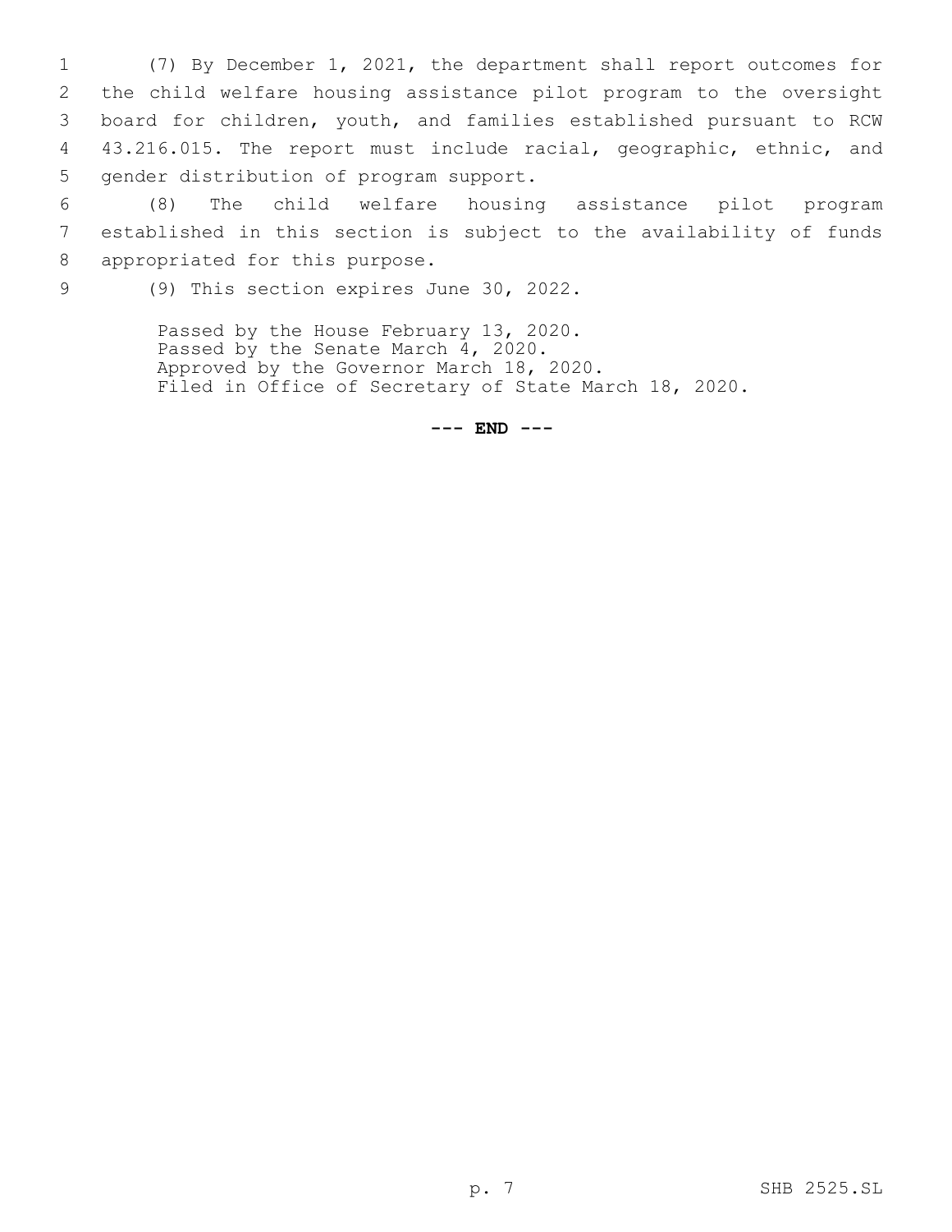(7) By December 1, 2021, the department shall report outcomes for the child welfare housing assistance pilot program to the oversight board for children, youth, and families established pursuant to RCW 43.216.015. The report must include racial, geographic, ethnic, and gender distribution of program support.

(8) The child welfare housing assistance pilot program established in this section is subject to the availability of funds appropriated for this purpose.

(9) This section expires June 30, 2022.

Passed by the House February 13, 2020.
Passed by the Senate March 4, 2020.
Approved by the Governor March 18, 2020.
Filed in Office of Secretary of State March 18, 2020.

**--- END ---**